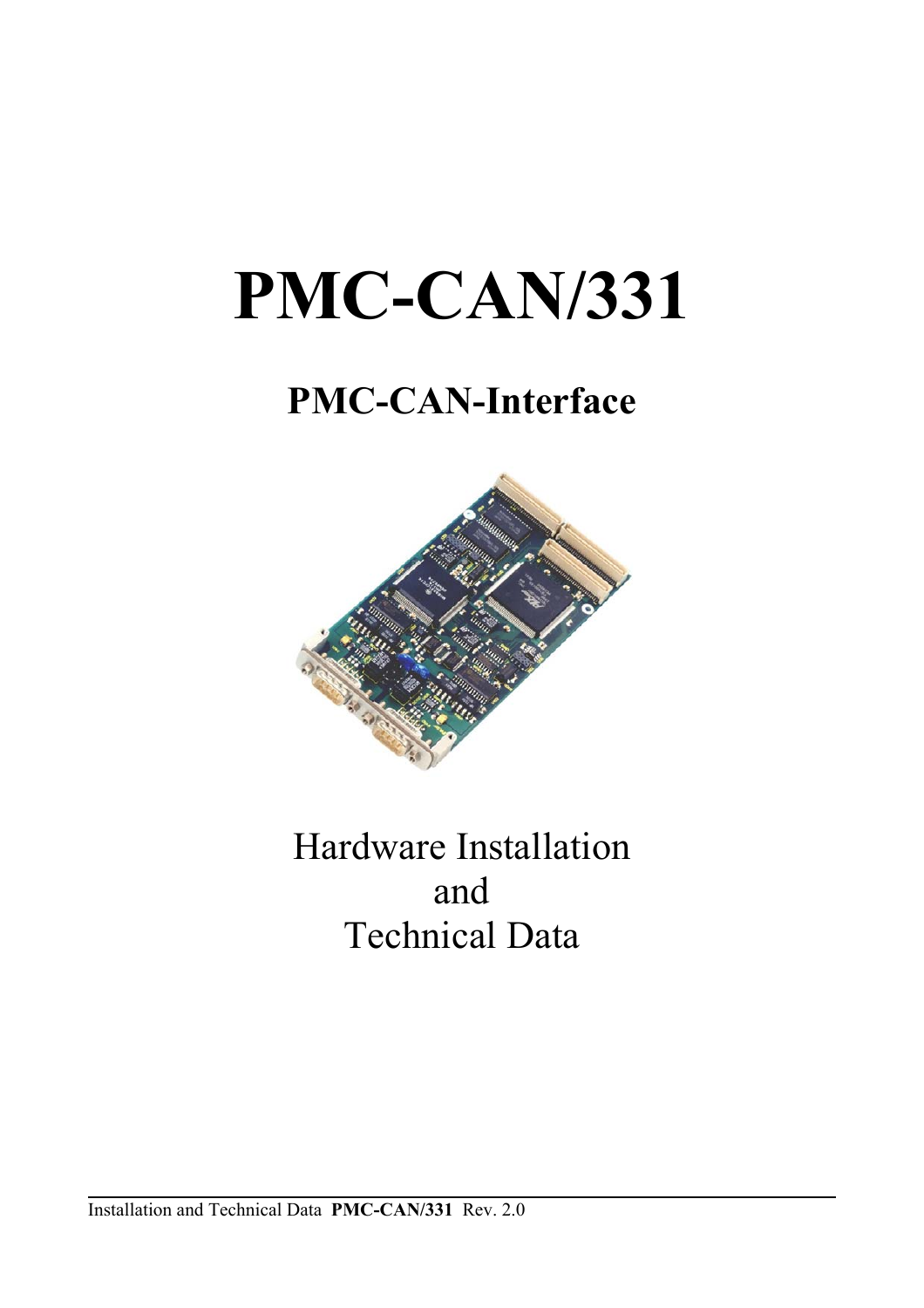# PMC-CAN/331

## PMC-CAN-Interface

Hardware Installation
and
Technical Data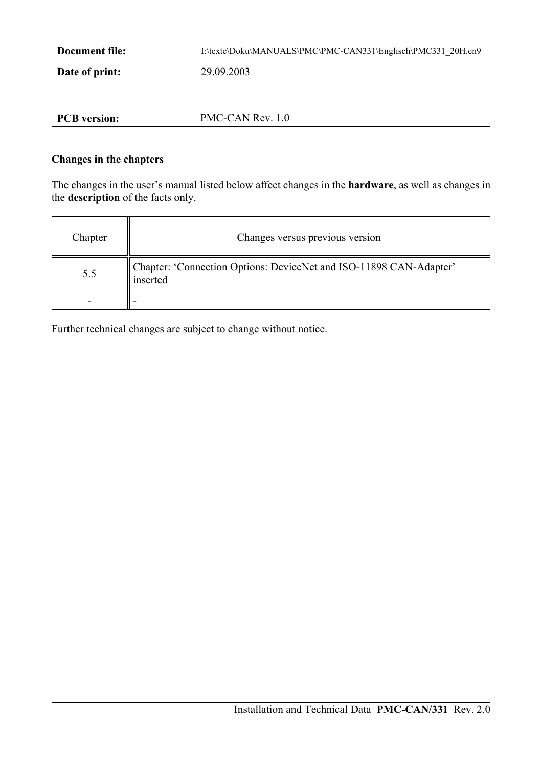| **Document file:** | I:\texte\Doku\MANUALS\PMC\PMC-CAN331\Englisch\PMC331_20H.en9 |
|---|---|
| **Date of print:** | 29.09.2003 |

| **PCB version:** | PMC-CAN Rev. 1.0 |
|---|---|

**Changes in the chapters**

The changes in the user's manual listed below affect changes in the **hardware**, as well as changes in the **description** of the facts only.

| Chapter | Changes versus previous version |
|---|---|
| 5.5 | Chapter: 'Connection Options: DeviceNet and ISO-11898 CAN-Adapter' inserted |
| - | - |

Further technical changes are subject to change without notice.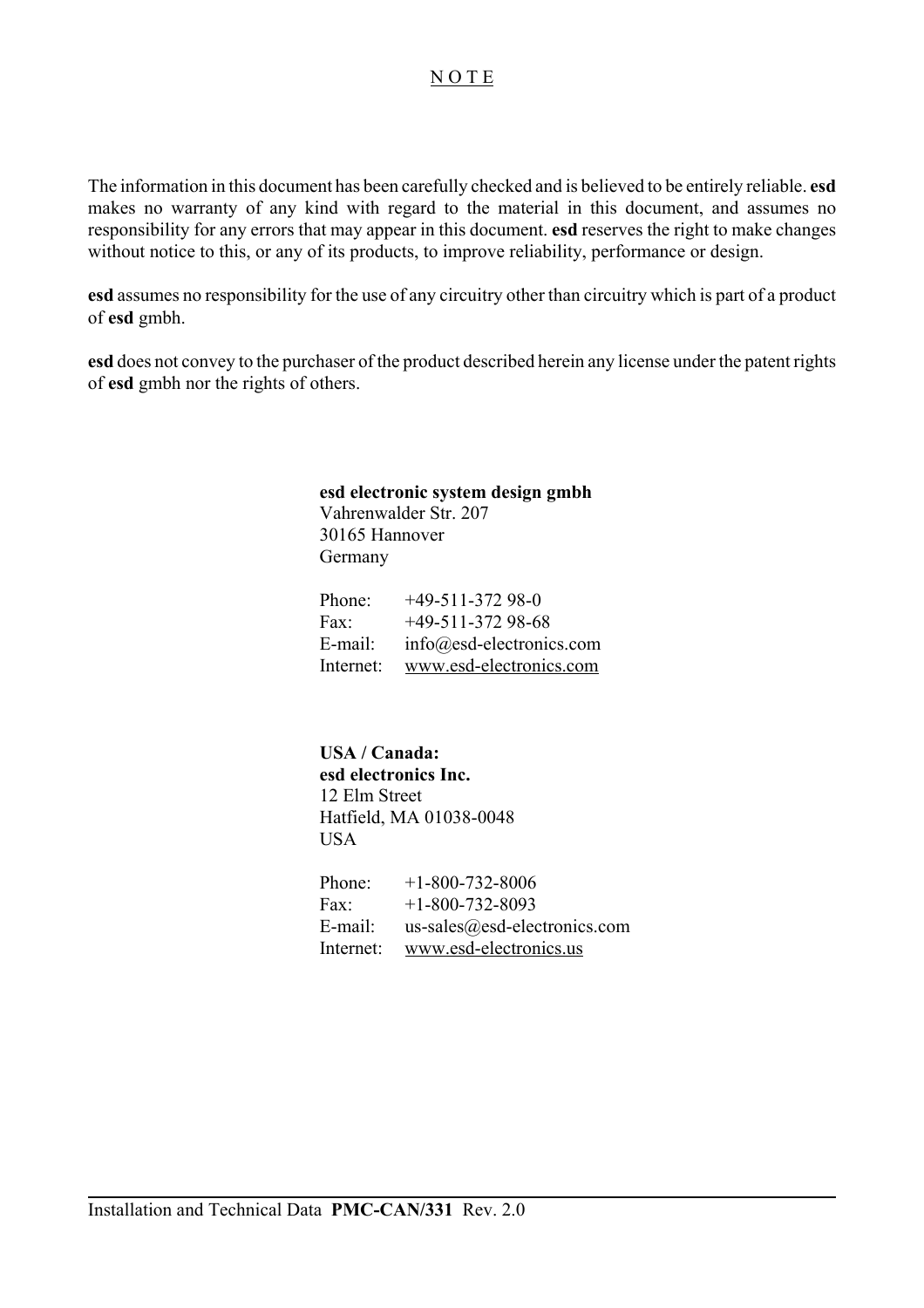# N O T E

The information in this document has been carefully checked and is believed to be entirely reliable. **esd** makes no warranty of any kind with regard to the material in this document, and assumes no responsibility for any errors that may appear in this document. **esd** reserves the right to make changes without notice to this, or any of its products, to improve reliability, performance or design.

**esd** assumes no responsibility for the use of any circuitry other than circuitry which is part of a product of **esd** gmbh.

**esd** does not convey to the purchaser of the product described herein any license under the patent rights of **esd** gmbh nor the rights of others.

**esd electronic system design gmbh**
Vahrenwalder Str. 207
30165 Hannover
Germany

| | |
|---|---|
| Phone: | +49-511-372 98-0 |
| Fax: | +49-511-372 98-68 |
| E-mail: | info@esd-electronics.com |
| Internet: | www.esd-electronics.com |

**USA / Canada:**
**esd electronics Inc.**
12 Elm Street
Hatfield, MA 01038-0048
USA

| | |
|---|---|
| Phone: | +1-800-732-8006 |
| Fax: | +1-800-732-8093 |
| E-mail: | us-sales@esd-electronics.com |
| Internet: | www.esd-electronics.us |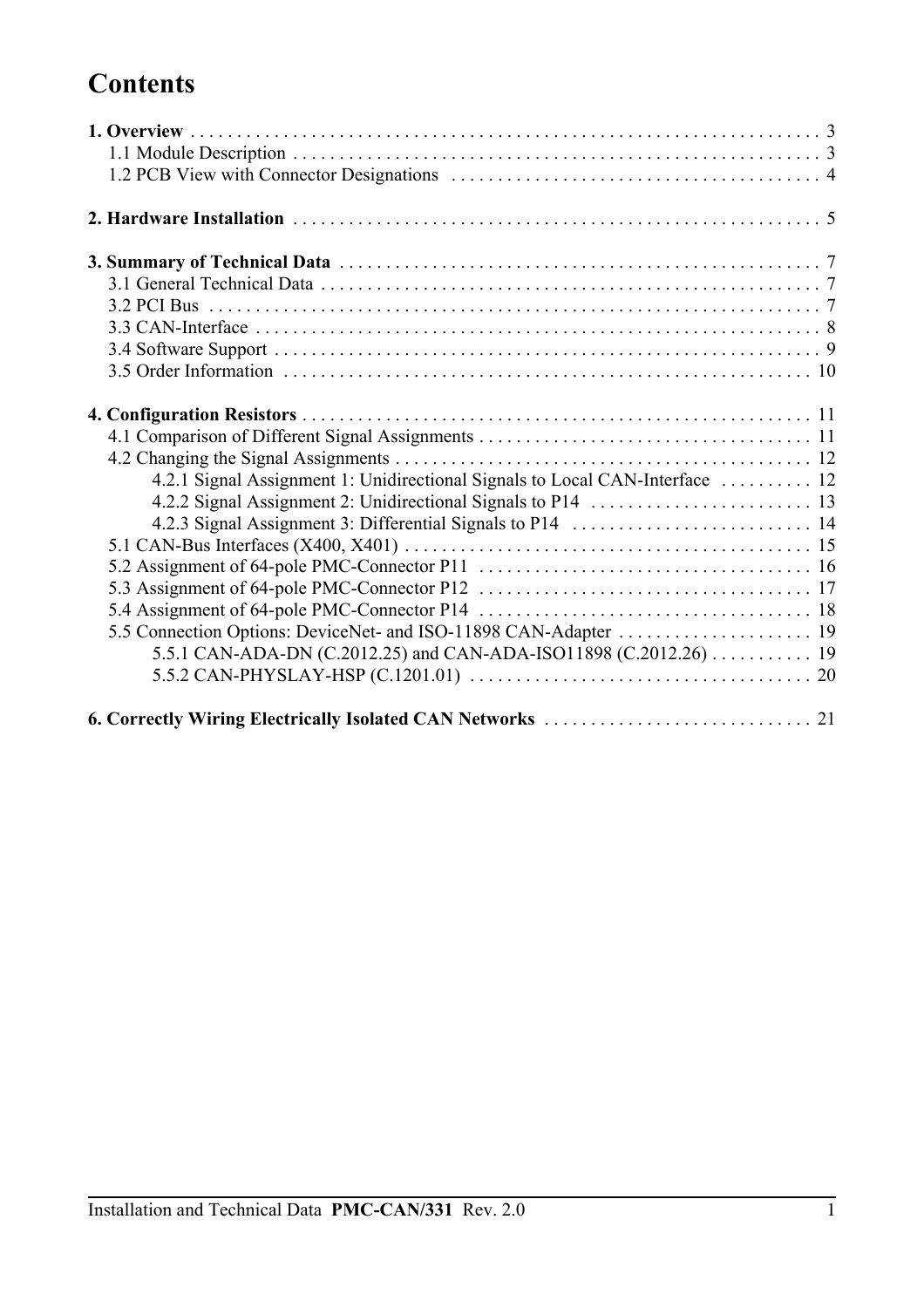# Contents

**1. Overview** . . . . . . . . . . . . . . . . . . . . . . . . . . . . . . . . . . . . . . . . . . . . . . . . . . . . . . . . . . . . . . . . . 3
- 1.1 Module Description . . . . . . . . . . . . . . . . . . . . . . . . . . . . . . . . . . . . . . . . . . . . . . . . . . . . . . . . . 3
- 1.2 PCB View with Connector Designations . . . . . . . . . . . . . . . . . . . . . . . . . . . . . . . . . . . . . . . 4

**2. Hardware Installation** . . . . . . . . . . . . . . . . . . . . . . . . . . . . . . . . . . . . . . . . . . . . . . . . . . . . . . . . 5

**3. Summary of Technical Data** . . . . . . . . . . . . . . . . . . . . . . . . . . . . . . . . . . . . . . . . . . . . . . . . . . . 7
- 3.1 General Technical Data . . . . . . . . . . . . . . . . . . . . . . . . . . . . . . . . . . . . . . . . . . . . . . . . . . . . . 7
- 3.2 PCI Bus . . . . . . . . . . . . . . . . . . . . . . . . . . . . . . . . . . . . . . . . . . . . . . . . . . . . . . . . . . . . . . . . . . 7
- 3.3 CAN-Interface . . . . . . . . . . . . . . . . . . . . . . . . . . . . . . . . . . . . . . . . . . . . . . . . . . . . . . . . . . . . . 8
- 3.4 Software Support . . . . . . . . . . . . . . . . . . . . . . . . . . . . . . . . . . . . . . . . . . . . . . . . . . . . . . . . . . . 9
- 3.5 Order Information . . . . . . . . . . . . . . . . . . . . . . . . . . . . . . . . . . . . . . . . . . . . . . . . . . . . . . . . . 10

**4. Configuration Resistors** . . . . . . . . . . . . . . . . . . . . . . . . . . . . . . . . . . . . . . . . . . . . . . . . . . . . . . 11
- 4.1 Comparison of Different Signal Assignments . . . . . . . . . . . . . . . . . . . . . . . . . . . . . . . . . . . 11
- 4.2 Changing the Signal Assignments . . . . . . . . . . . . . . . . . . . . . . . . . . . . . . . . . . . . . . . . . . . . 12
  - 4.2.1 Signal Assignment 1: Unidirectional Signals to Local CAN-Interface . . . . . . . . . . 12
  - 4.2.2 Signal Assignment 2: Unidirectional Signals to P14 . . . . . . . . . . . . . . . . . . . . . . . . 13
  - 4.2.3 Signal Assignment 3: Differential Signals to P14 . . . . . . . . . . . . . . . . . . . . . . . . . . 14
- 5.1 CAN-Bus Interfaces (X400, X401) . . . . . . . . . . . . . . . . . . . . . . . . . . . . . . . . . . . . . . . . . . . 15
- 5.2 Assignment of 64-pole PMC-Connector P11 . . . . . . . . . . . . . . . . . . . . . . . . . . . . . . . . . . . 16
- 5.3 Assignment of 64-pole PMC-Connector P12 . . . . . . . . . . . . . . . . . . . . . . . . . . . . . . . . . . . 17
- 5.4 Assignment of 64-pole PMC-Connector P14 . . . . . . . . . . . . . . . . . . . . . . . . . . . . . . . . . . . 18
- 5.5 Connection Options: DeviceNet- and ISO-11898 CAN-Adapter . . . . . . . . . . . . . . . . . . . . 19
  - 5.5.1 CAN-ADA-DN (C.2012.25) and CAN-ADA-ISO11898 (C.2012.26) . . . . . . . . . . . 19
  - 5.5.2 CAN-PHYSLAY-HSP (C.1201.01) . . . . . . . . . . . . . . . . . . . . . . . . . . . . . . . . . . . . . 20

**6. Correctly Wiring Electrically Isolated CAN Networks** . . . . . . . . . . . . . . . . . . . . . . . . . . . . 21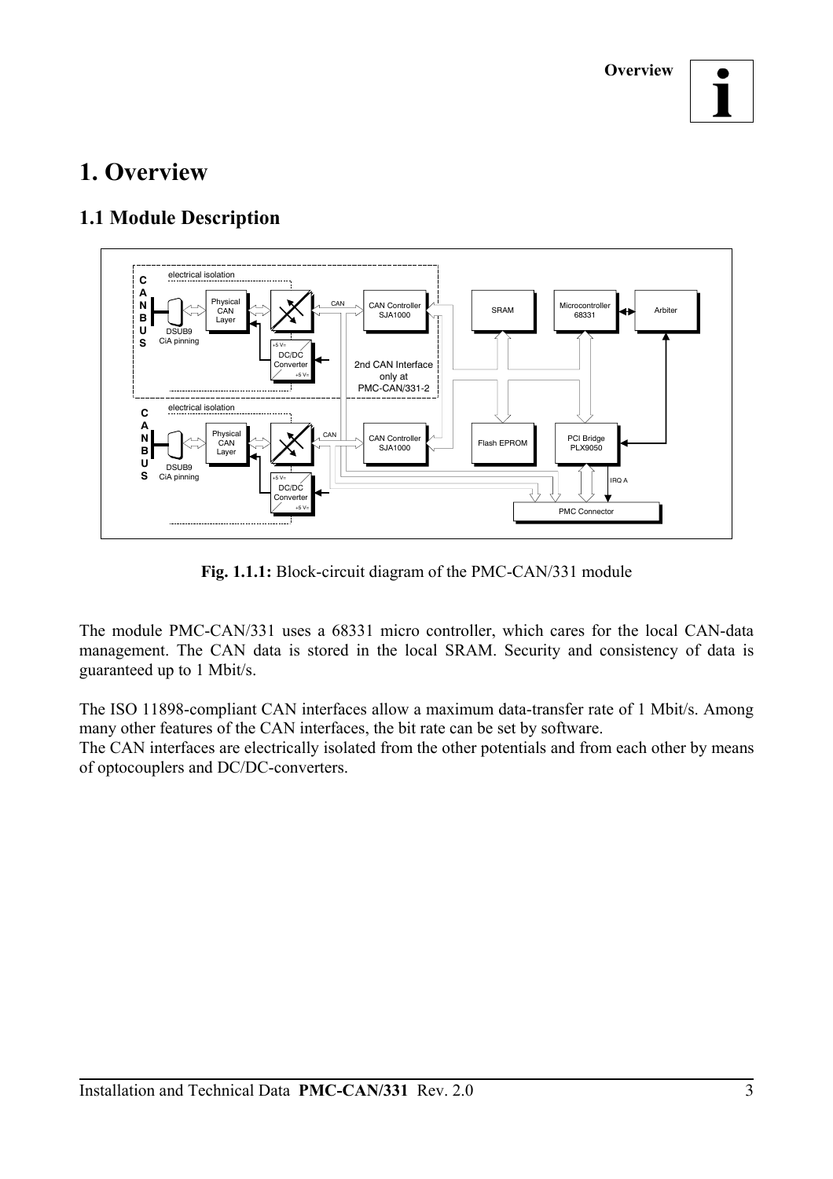# 1. Overview

## 1.1 Module Description

**Fig. 1.1.1:** Block-circuit diagram of the PMC-CAN/331 module

The module PMC-CAN/331 uses a 68331 micro controller, which cares for the local CAN-data management. The CAN data is stored in the local SRAM. Security and consistency of data is guaranteed up to 1 Mbit/s.

The ISO 11898-compliant CAN interfaces allow a maximum data-transfer rate of 1 Mbit/s. Among many other features of the CAN interfaces, the bit rate can be set by software.

The CAN interfaces are electrically isolated from the other potentials and from each other by means of optocouplers and DC/DC-converters.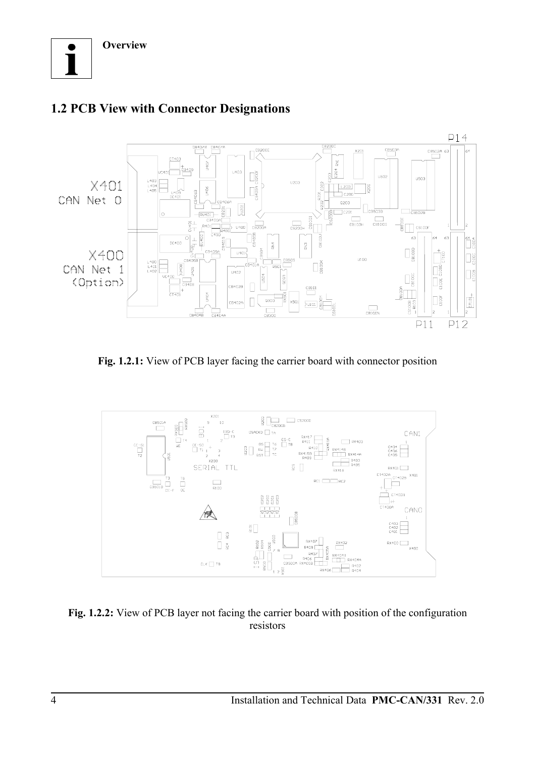**Overview**

## 1.2 PCB View with Connector Designations

**Fig. 1.2.1:** View of PCB layer facing the carrier board with connector position

**Fig. 1.2.2:** View of PCB layer not facing the carrier board with position of the configuration resistors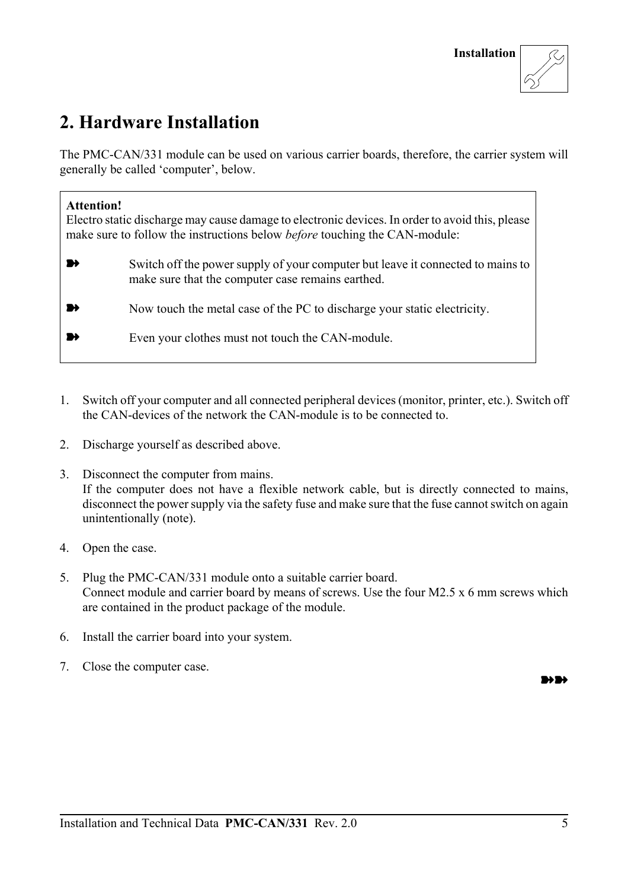## 2. Hardware Installation

The PMC-CAN/331 module can be used on various carrier boards, therefore, the carrier system will generally be called 'computer', below.

> **Attention!**
> Electro static discharge may cause damage to electronic devices. In order to avoid this, please make sure to follow the instructions below *before* touching the CAN-module:
>
> ➽ Switch off the power supply of your computer but leave it connected to mains to make sure that the computer case remains earthed.
>
> ➽ Now touch the metal case of the PC to discharge your static electricity.
>
> ➽ Even your clothes must not touch the CAN-module.

1. Switch off your computer and all connected peripheral devices (monitor, printer, etc.). Switch off the CAN-devices of the network the CAN-module is to be connected to.

2. Discharge yourself as described above.

3. Disconnect the computer from mains.
   If the computer does not have a flexible network cable, but is directly connected to mains, disconnect the power supply via the safety fuse and make sure that the fuse cannot switch on again unintentionally (note).

4. Open the case.

5. Plug the PMC-CAN/331 module onto a suitable carrier board.
   Connect module and carrier board by means of screws. Use the four M2.5 x 6 mm screws which are contained in the product package of the module.

6. Install the carrier board into your system.

7. Close the computer case.

➽➽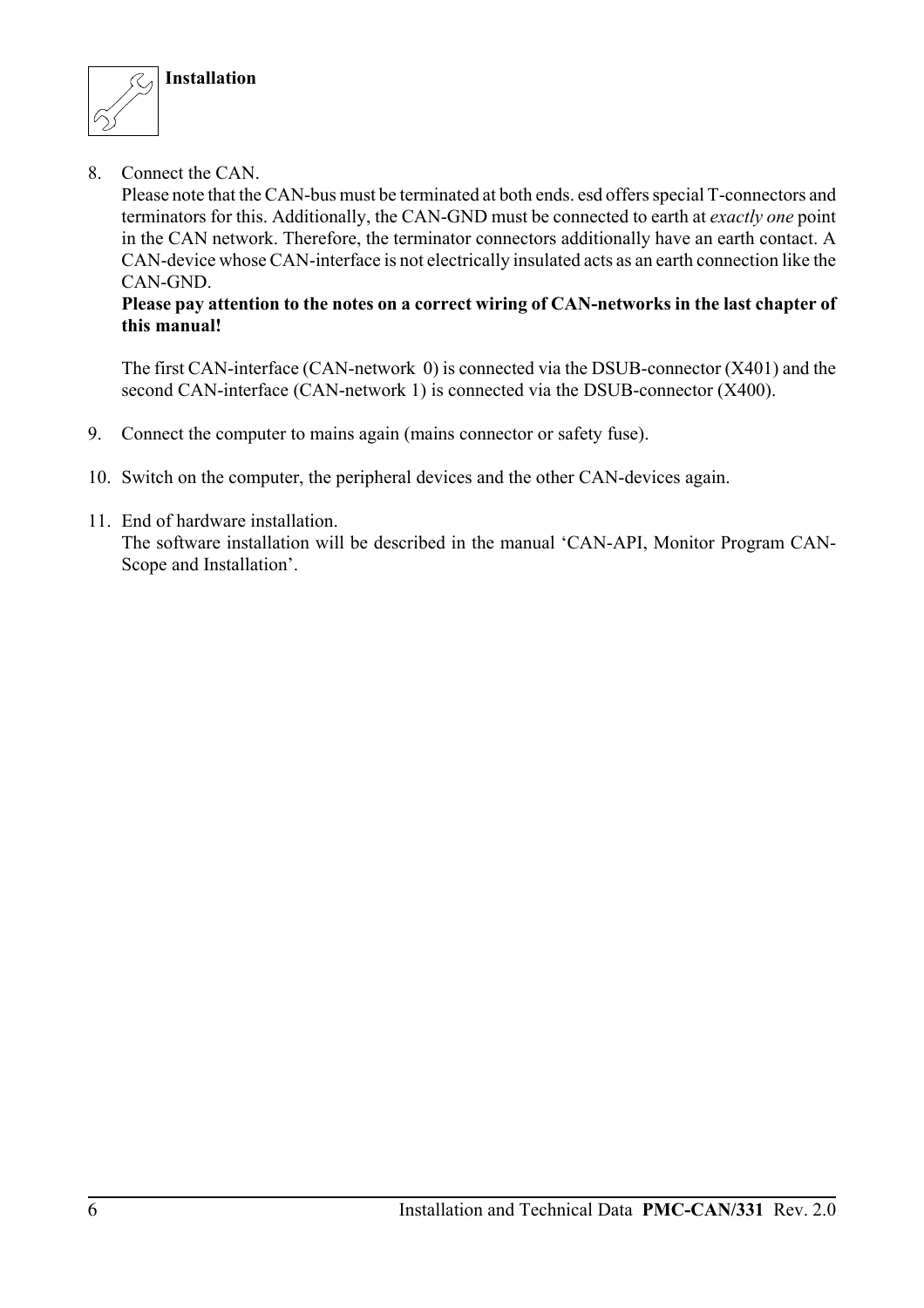**Installation**

8. Connect the CAN.
   Please note that the CAN-bus must be terminated at both ends. esd offers special T-connectors and terminators for this. Additionally, the CAN-GND must be connected to earth at *exactly one* point in the CAN network. Therefore, the terminator connectors additionally have an earth contact. A CAN-device whose CAN-interface is not electrically insulated acts as an earth connection like the CAN-GND.
   **Please pay attention to the notes on a correct wiring of CAN-networks in the last chapter of this manual!**

   The first CAN-interface (CAN-network 0) is connected via the DSUB-connector (X401) and the second CAN-interface (CAN-network 1) is connected via the DSUB-connector (X400).

9. Connect the computer to mains again (mains connector or safety fuse).

10. Switch on the computer, the peripheral devices and the other CAN-devices again.

11. End of hardware installation.
    The software installation will be described in the manual 'CAN-API, Monitor Program CAN-Scope and Installation'.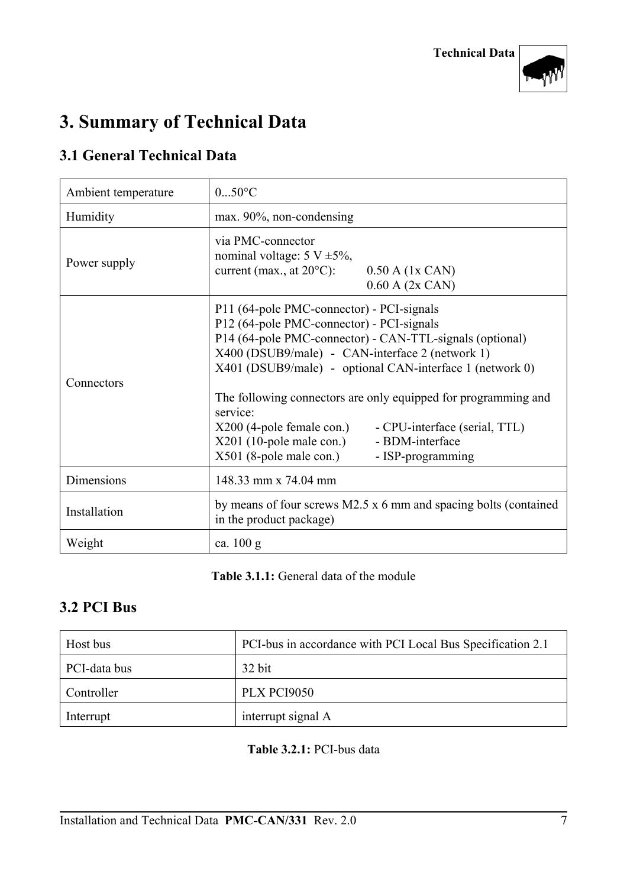# 3. Summary of Technical Data

## 3.1 General Technical Data

| | |
|---|---|
| Ambient temperature | 0...50°C |
| Humidity | max. 90%, non-condensing |
| Power supply | via PMC-connector<br>nominal voltage: 5 V ±5%,<br>current (max., at 20°C): 0.50 A (1x CAN)<br>0.60 A (2x CAN) |
| Connectors | P11 (64-pole PMC-connector) - PCI-signals<br>P12 (64-pole PMC-connector) - PCI-signals<br>P14 (64-pole PMC-connector) - CAN-TTL-signals (optional)<br>X400 (DSUB9/male) - CAN-interface 2 (network 1)<br>X401 (DSUB9/male) - optional CAN-interface 1 (network 0)<br><br>The following connectors are only equipped for programming and service:<br>X200 (4-pole female con.) - CPU-interface (serial, TTL)<br>X201 (10-pole male con.) - BDM-interface<br>X501 (8-pole male con.) - ISP-programming |
| Dimensions | 148.33 mm x 74.04 mm |
| Installation | by means of four screws M2.5 x 6 mm and spacing bolts (contained in the product package) |
| Weight | ca. 100 g |

**Table 3.1.1:** General data of the module

## 3.2 PCI Bus

| | |
|---|---|
| Host bus | PCI-bus in accordance with PCI Local Bus Specification 2.1 |
| PCI-data bus | 32 bit |
| Controller | PLX PCI9050 |
| Interrupt | interrupt signal A |

**Table 3.2.1:** PCI-bus data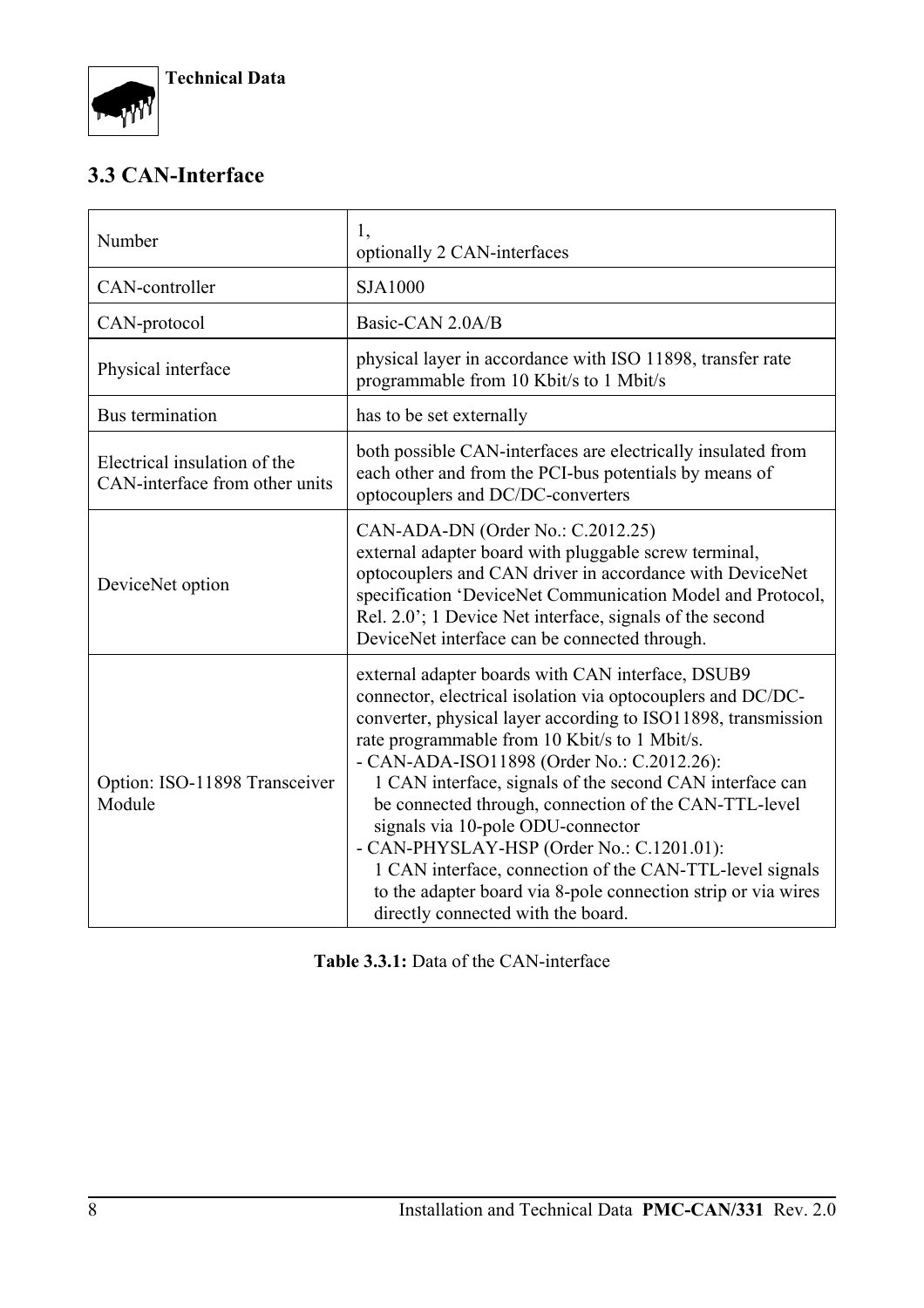## 3.3 CAN-Interface

| | |
|---|---|
| Number | 1,<br>optionally 2 CAN-interfaces |
| CAN-controller | SJA1000 |
| CAN-protocol | Basic-CAN 2.0A/B |
| Physical interface | physical layer in accordance with ISO 11898, transfer rate programmable from 10 Kbit/s to 1 Mbit/s |
| Bus termination | has to be set externally |
| Electrical insulation of the CAN-interface from other units | both possible CAN-interfaces are electrically insulated from each other and from the PCI-bus potentials by means of optocouplers and DC/DC-converters |
| DeviceNet option | CAN-ADA-DN (Order No.: C.2012.25)<br>external adapter board with pluggable screw terminal, optocouplers and CAN driver in accordance with DeviceNet specification 'DeviceNet Communication Model and Protocol, Rel. 2.0'; 1 Device Net interface, signals of the second DeviceNet interface can be connected through. |
| Option: ISO-11898 Transceiver Module | external adapter boards with CAN interface, DSUB9 connector, electrical isolation via optocouplers and DC/DC-converter, physical layer according to ISO11898, transmission rate programmable from 10 Kbit/s to 1 Mbit/s.<br>- CAN-ADA-ISO11898 (Order No.: C.2012.26):<br>1 CAN interface, signals of the second CAN interface can be connected through, connection of the CAN-TTL-level signals via 10-pole ODU-connector<br>- CAN-PHYSLAY-HSP (Order No.: C.1201.01):<br>1 CAN interface, connection of the CAN-TTL-level signals to the adapter board via 8-pole connection strip or via wires directly connected with the board. |

**Table 3.3.1:** Data of the CAN-interface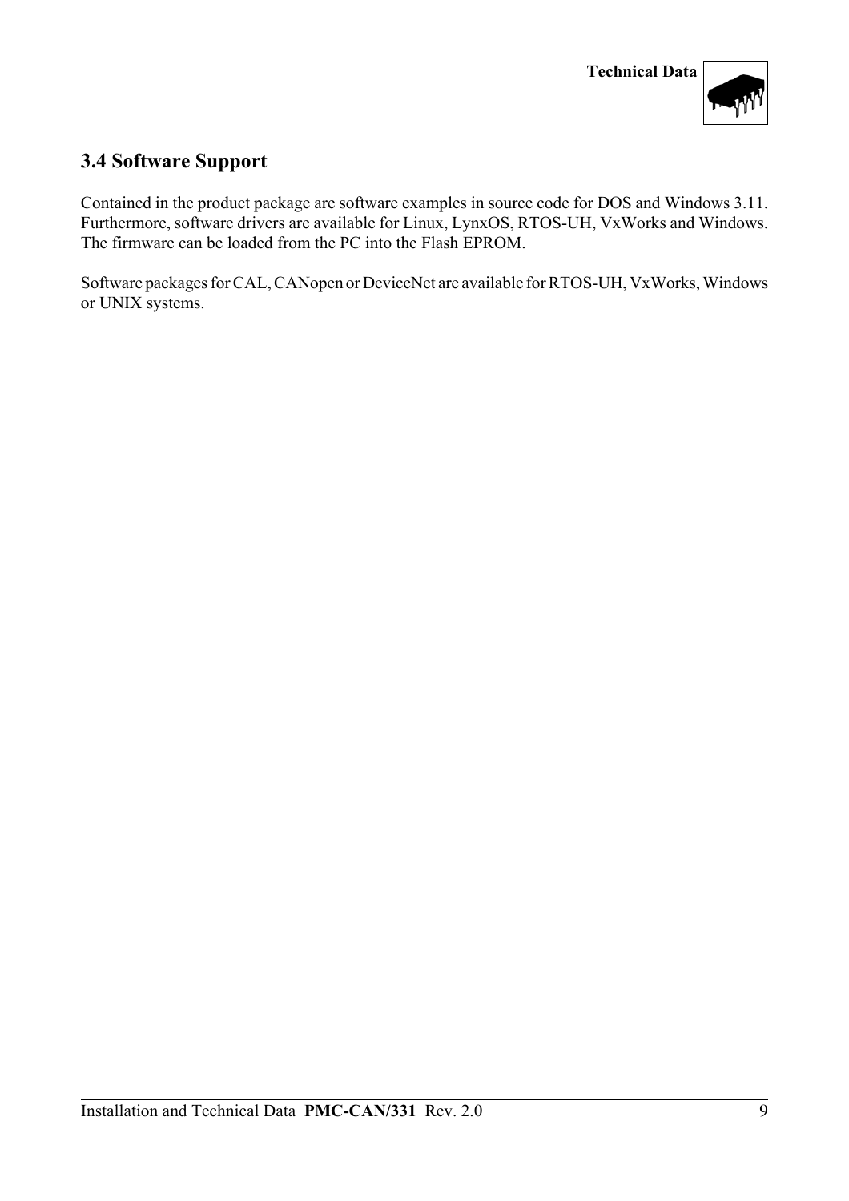## 3.4 Software Support

Contained in the product package are software examples in source code for DOS and Windows 3.11. Furthermore, software drivers are available for Linux, LynxOS, RTOS-UH, VxWorks and Windows. The firmware can be loaded from the PC into the Flash EPROM.

Software packages for CAL, CANopen or DeviceNet are available for RTOS-UH, VxWorks, Windows or UNIX systems.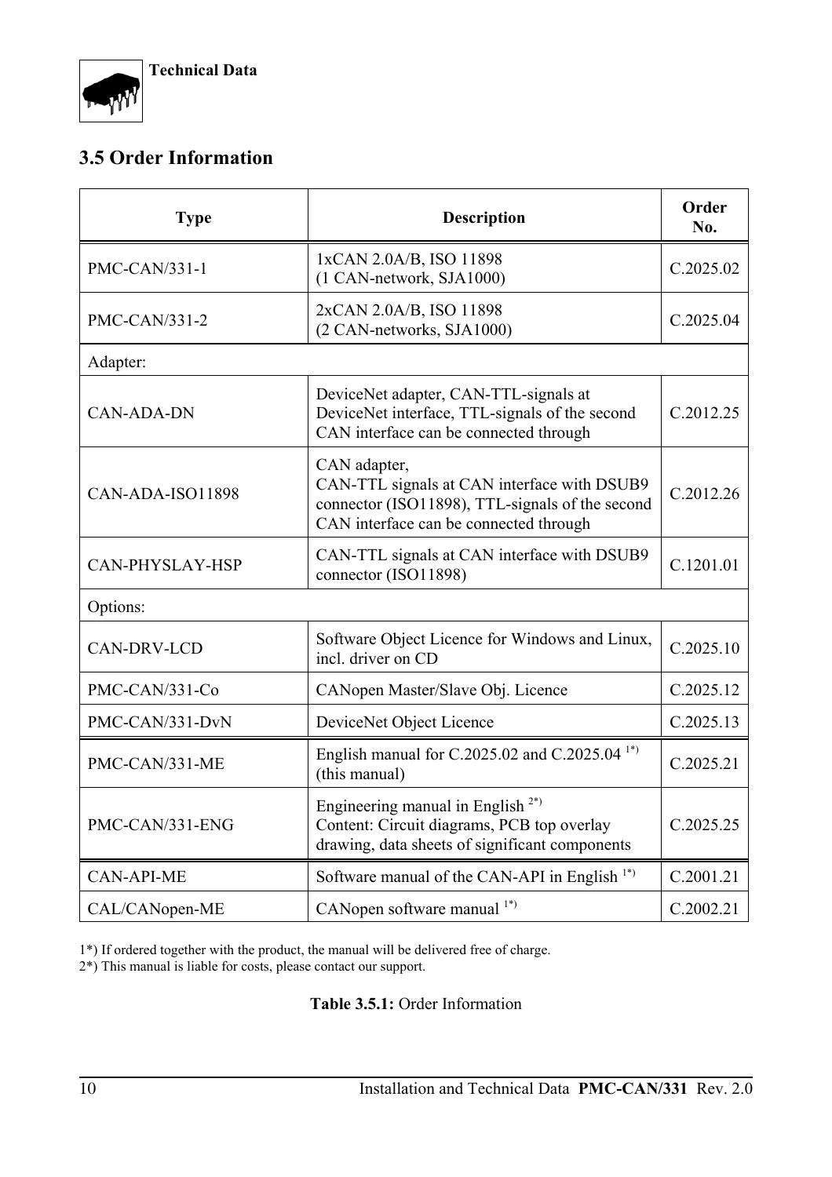## 3.5 Order Information

| Type | Description | Order No. |
|---|---|---|
| PMC-CAN/331-1 | 1xCAN 2.0A/B, ISO 11898<br>(1 CAN-network, SJA1000) | C.2025.02 |
| PMC-CAN/331-2 | 2xCAN 2.0A/B, ISO 11898<br>(2 CAN-networks, SJA1000) | C.2025.04 |
| Adapter: | | |
| CAN-ADA-DN | DeviceNet adapter, CAN-TTL-signals at DeviceNet interface, TTL-signals of the second CAN interface can be connected through | C.2012.25 |
| CAN-ADA-ISO11898 | CAN adapter,<br>CAN-TTL signals at CAN interface with DSUB9 connector (ISO11898), TTL-signals of the second CAN interface can be connected through | C.2012.26 |
| CAN-PHYSLAY-HSP | CAN-TTL signals at CAN interface with DSUB9 connector (ISO11898) | C.1201.01 |
| Options: | | |
| CAN-DRV-LCD | Software Object Licence for Windows and Linux, incl. driver on CD | C.2025.10 |
| PMC-CAN/331-Co | CANopen Master/Slave Obj. Licence | C.2025.12 |
| PMC-CAN/331-DvN | DeviceNet Object Licence | C.2025.13 |
| PMC-CAN/331-ME | English manual for C.2025.02 and C.2025.04 1*)<br>(this manual) | C.2025.21 |
| PMC-CAN/331-ENG | Engineering manual in English 2*)<br>Content: Circuit diagrams, PCB top overlay drawing, data sheets of significant components | C.2025.25 |
| CAN-API-ME | Software manual of the CAN-API in English 1*) | C.2001.21 |
| CAL/CANopen-ME | CANopen software manual 1*) | C.2002.21 |

1*) If ordered together with the product, the manual will be delivered free of charge.
2*) This manual is liable for costs, please contact our support.

**Table 3.5.1:** Order Information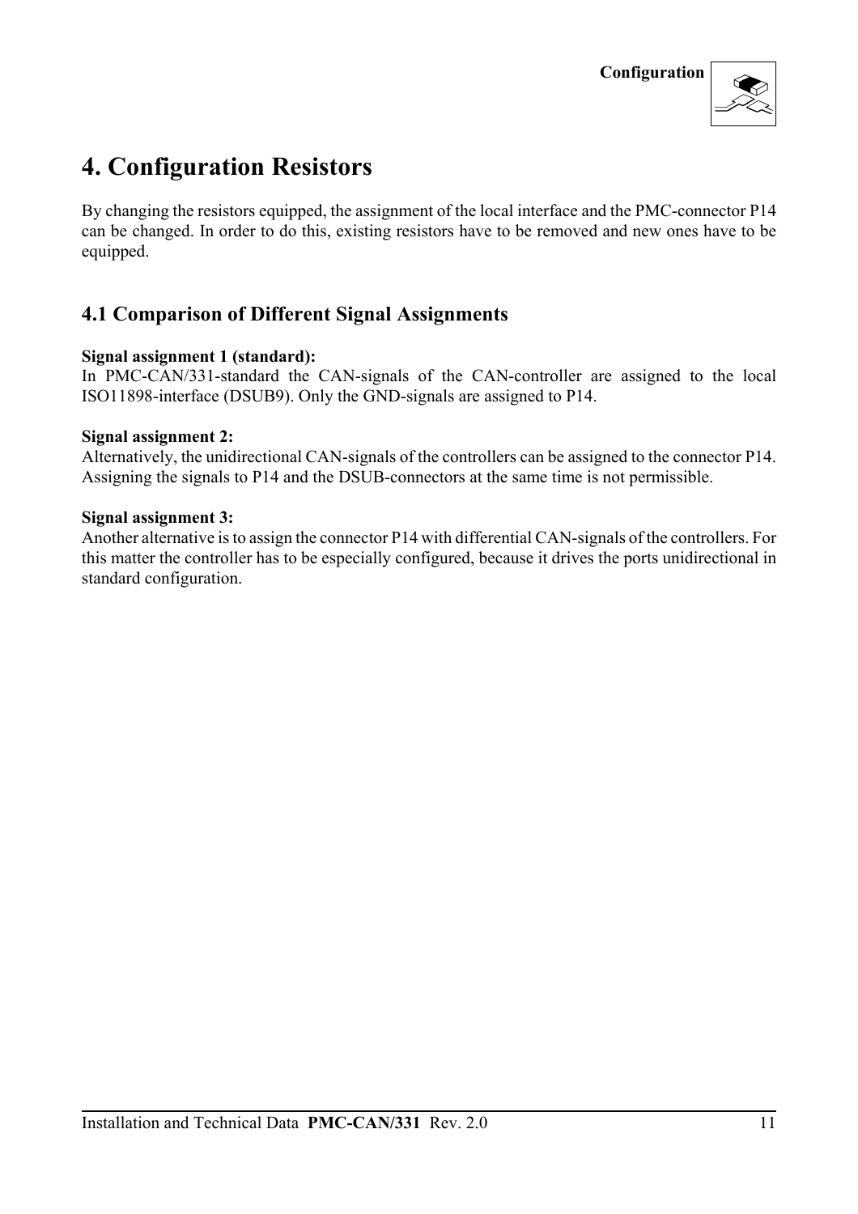# 4. Configuration Resistors

By changing the resistors equipped, the assignment of the local interface and the PMC-connector P14 can be changed. In order to do this, existing resistors have to be removed and new ones have to be equipped.

## 4.1 Comparison of Different Signal Assignments

**Signal assignment 1 (standard):**
In PMC-CAN/331-standard the CAN-signals of the CAN-controller are assigned to the local ISO11898-interface (DSUB9). Only the GND-signals are assigned to P14.

**Signal assignment 2:**
Alternatively, the unidirectional CAN-signals of the controllers can be assigned to the connector P14. Assigning the signals to P14 and the DSUB-connectors at the same time is not permissible.

**Signal assignment 3:**
Another alternative is to assign the connector P14 with differential CAN-signals of the controllers. For this matter the controller has to be especially configured, because it drives the ports unidirectional in standard configuration.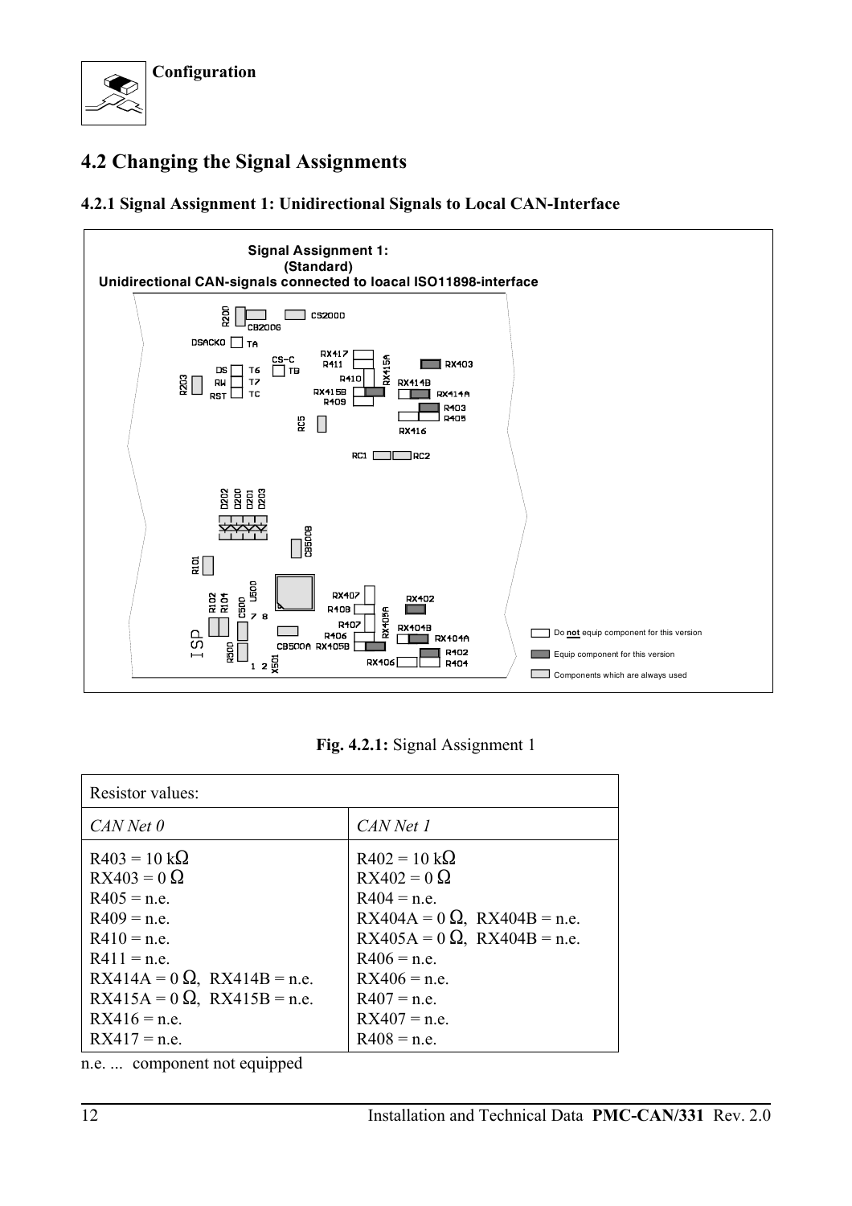## 4.2 Changing the Signal Assignments

### 4.2.1 Signal Assignment 1: Unidirectional Signals to Local CAN-Interface

**Fig. 4.2.1:** Signal Assignment 1

| Resistor values: | |
|---|---|
| *CAN Net 0* | *CAN Net 1* |
| R403 = 10 kΩ<br>RX403 = 0 Ω<br>R405 = n.e.<br>R409 = n.e.<br>R410 = n.e.<br>R411 = n.e.<br>RX414A = 0 Ω, RX414B = n.e.<br>RX415A = 0 Ω, RX415B = n.e.<br>RX416 = n.e.<br>RX417 = n.e. | R402 = 10 kΩ<br>RX402 = 0 Ω<br>R404 = n.e.<br>RX404A = 0 Ω, RX404B = n.e.<br>RX405A = 0 Ω, RX404B = n.e.<br>R406 = n.e.<br>RX406 = n.e.<br>R407 = n.e.<br>RX407 = n.e.<br>R408 = n.e. |

n.e. ... component not equipped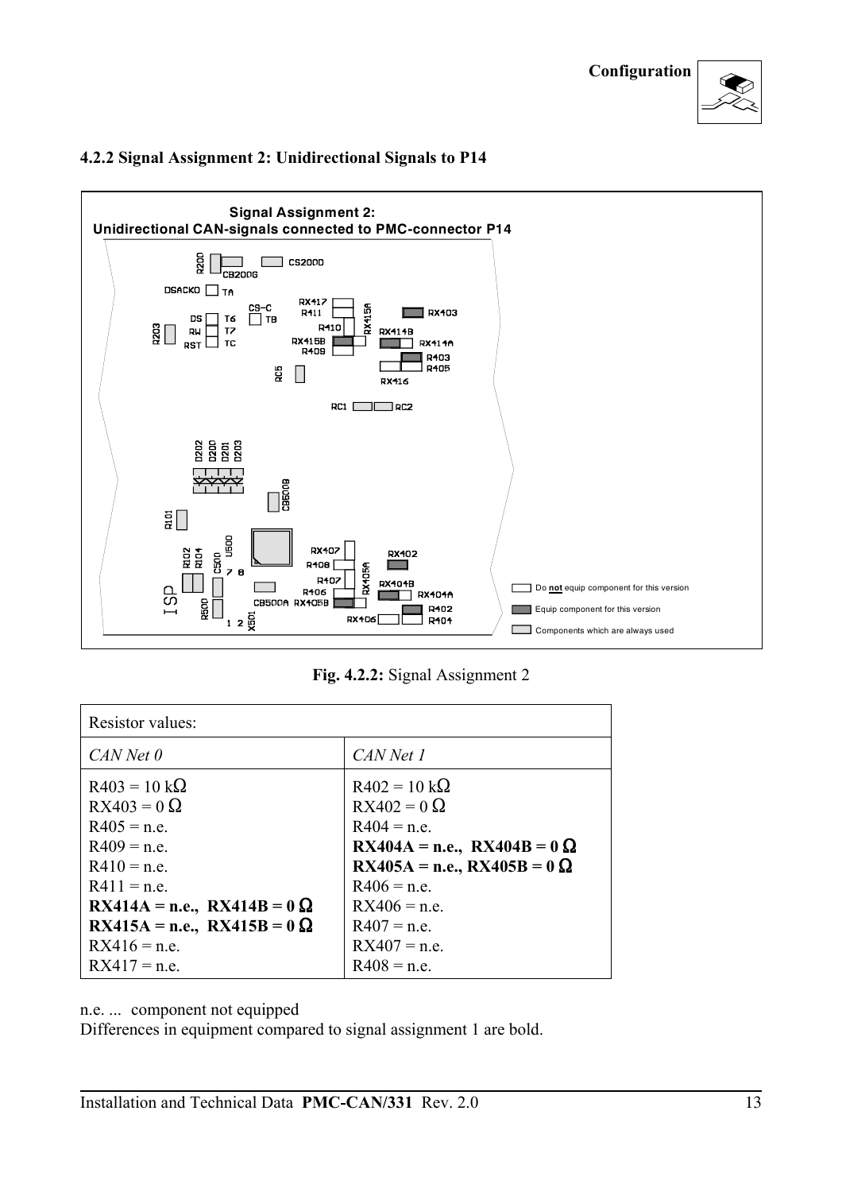### 4.2.2 Signal Assignment 2: Unidirectional Signals to P14

**Fig. 4.2.2:** Signal Assignment 2

| Resistor values: | |
|---|---|
| *CAN Net 0* | *CAN Net 1* |
| R403 = 10 kΩ<br>RX403 = 0 Ω<br>R405 = n.e.<br>R409 = n.e.<br>R410 = n.e.<br>R411 = n.e.<br>**RX414A = n.e., RX414B = 0 Ω**<br>**RX415A = n.e., RX415B = 0 Ω**<br>RX416 = n.e.<br>RX417 = n.e. | R402 = 10 kΩ<br>RX402 = 0 Ω<br>R404 = n.e.<br>**RX404A = n.e., RX404B = 0 Ω**<br>**RX405A = n.e., RX405B = 0 Ω**<br>R406 = n.e.<br>RX406 = n.e.<br>R407 = n.e.<br>RX407 = n.e.<br>R408 = n.e. |

n.e. ... component not equipped

Differences in equipment compared to signal assignment 1 are bold.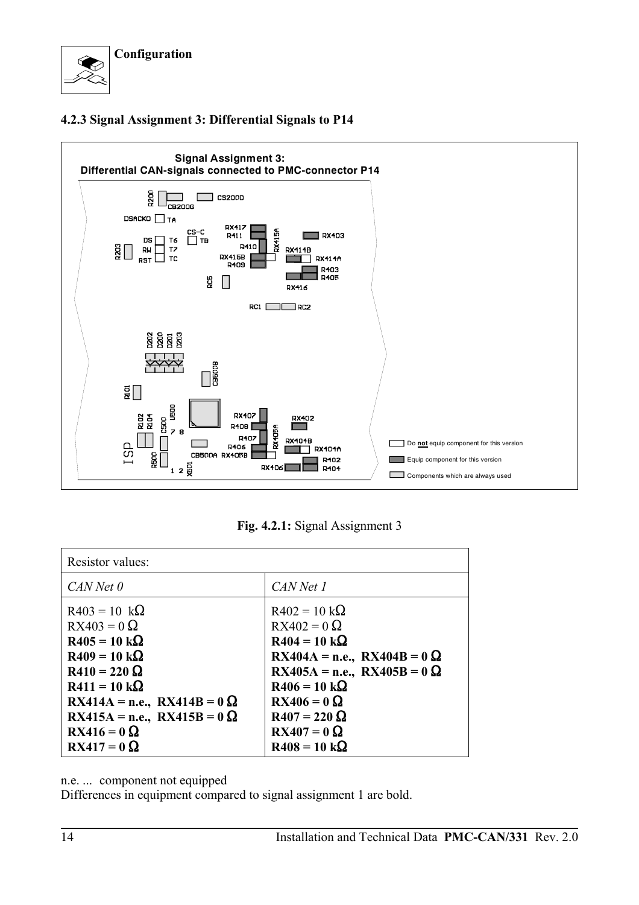### 4.2.3 Signal Assignment 3: Differential Signals to P14

**Fig. 4.2.1:** Signal Assignment 3

| Resistor values: | |
|---|---|
| *CAN Net 0* | *CAN Net 1* |
| R403 = 10 kΩ<br>RX403 = 0 Ω<br>**R405 = 10 kΩ**<br>**R409 = 10 kΩ**<br>**R410 = 220 Ω**<br>**R411 = 10 kΩ**<br>**RX414A = n.e., RX414B = 0 Ω**<br>**RX415A = n.e., RX415B = 0 Ω**<br>**RX416 = 0 Ω**<br>**RX417 = 0 Ω** | R402 = 10 kΩ<br>RX402 = 0 Ω<br>**R404 = 10 kΩ**<br>**RX404A = n.e., RX404B = 0 Ω**<br>**RX405A = n.e., RX405B = 0 Ω**<br>**R406 = 10 kΩ**<br>**RX406 = 0 Ω**<br>**R407 = 220 Ω**<br>**RX407 = 0 Ω**<br>**R408 = 10 kΩ** |

n.e. ... component not equipped
Differences in equipment compared to signal assignment 1 are bold.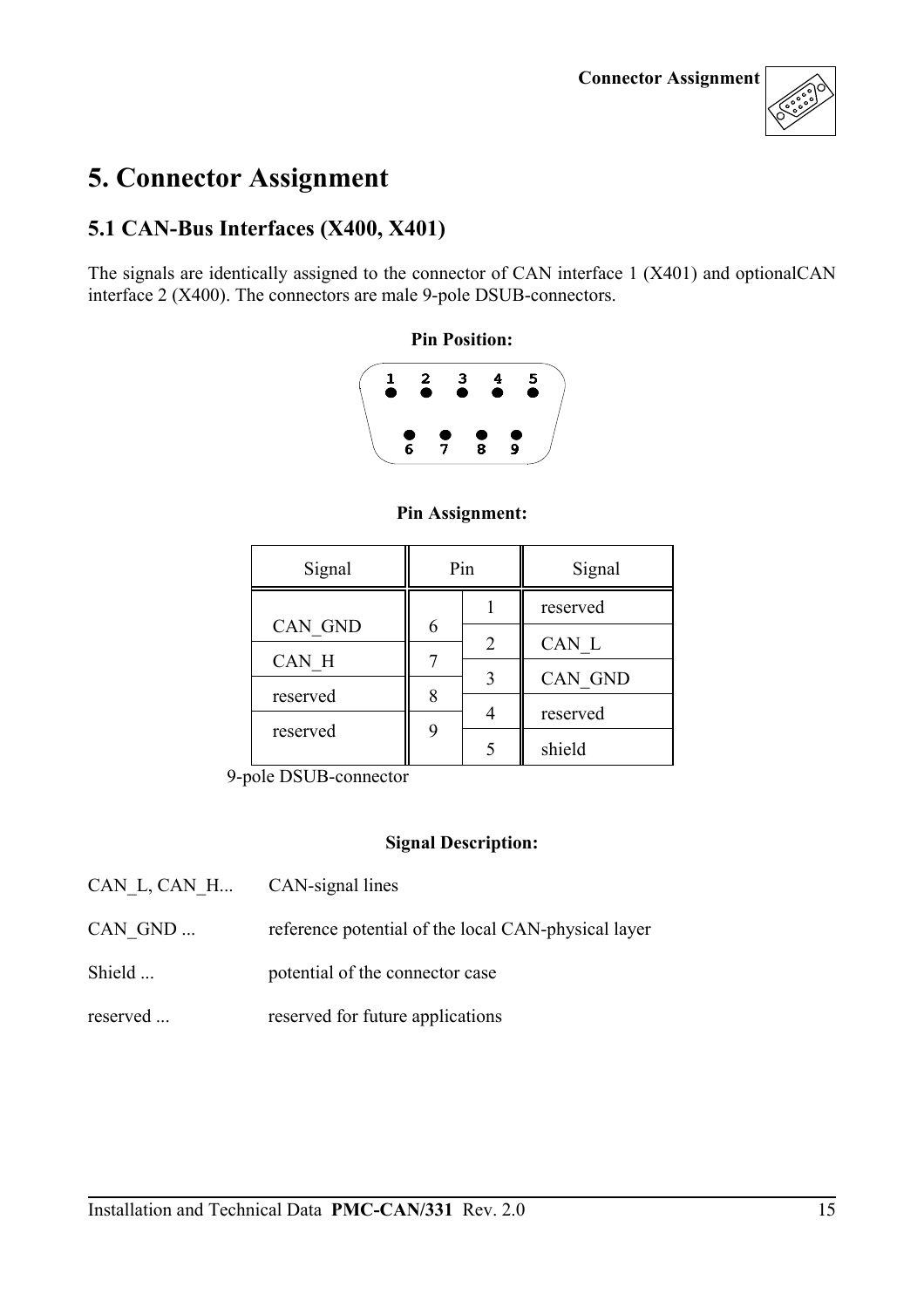# 5. Connector Assignment

## 5.1 CAN-Bus Interfaces (X400, X401)

The signals are identically assigned to the connector of CAN interface 1 (X401) and optionalCAN interface 2 (X400). The connectors are male 9-pole DSUB-connectors.

**Pin Position:**

1 2 3 4 5

6 7 8 9

**Pin Assignment:**

| Signal | Pin | Pin | Signal |
|---|---|---|---|
| | | 1 | reserved |
| CAN_GND | 6 | 2 | CAN_L |
| CAN_H | 7 | 3 | CAN_GND |
| reserved | 8 | 4 | reserved |
| reserved | 9 | 5 | shield |

9-pole DSUB-connector

**Signal Description:**

CAN_L, CAN_H... CAN-signal lines

CAN_GND ... reference potential of the local CAN-physical layer

Shield ... potential of the connector case

reserved ... reserved for future applications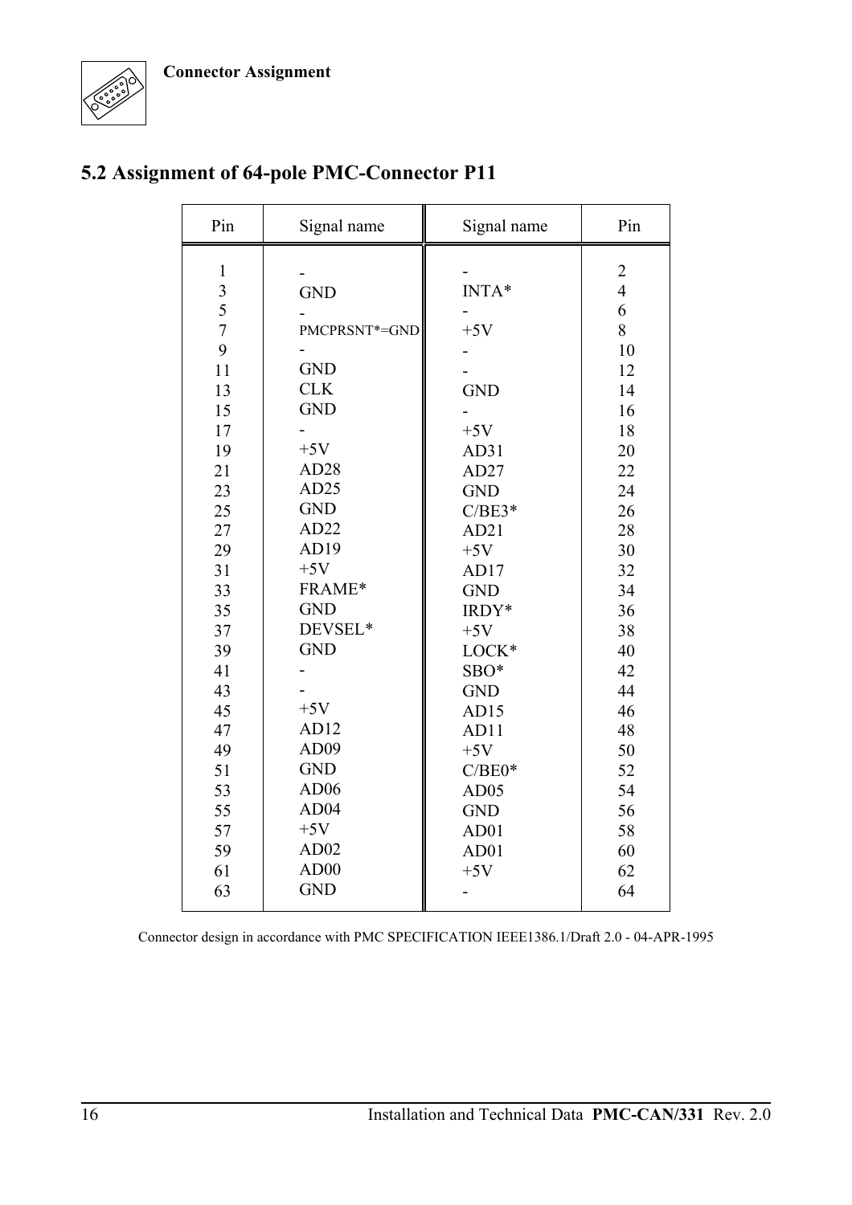## 5.2 Assignment of 64-pole PMC-Connector P11

| Pin | Signal name | Signal name | Pin |
|---|---|---|---|
| 1 | - | - | 2 |
| 3 | GND | INTA* | 4 |
| 5 | - | - | 6 |
| 7 | PMCPRSNT*=GND | +5V | 8 |
| 9 | - | - | 10 |
| 11 | GND | - | 12 |
| 13 | CLK | GND | 14 |
| 15 | GND | - | 16 |
| 17 | - | +5V | 18 |
| 19 | +5V | AD31 | 20 |
| 21 | AD28 | AD27 | 22 |
| 23 | AD25 | GND | 24 |
| 25 | GND | C/BE3* | 26 |
| 27 | AD22 | AD21 | 28 |
| 29 | AD19 | +5V | 30 |
| 31 | +5V | AD17 | 32 |
| 33 | FRAME* | GND | 34 |
| 35 | GND | IRDY* | 36 |
| 37 | DEVSEL* | +5V | 38 |
| 39 | GND | LOCK* | 40 |
| 41 | - | SBO* | 42 |
| 43 | - | GND | 44 |
| 45 | +5V | AD15 | 46 |
| 47 | AD12 | AD11 | 48 |
| 49 | AD09 | +5V | 50 |
| 51 | GND | C/BE0* | 52 |
| 53 | AD06 | AD05 | 54 |
| 55 | AD04 | GND | 56 |
| 57 | +5V | AD01 | 58 |
| 59 | AD02 | AD01 | 60 |
| 61 | AD00 | +5V | 62 |
| 63 | GND | - | 64 |

Connector design in accordance with PMC SPECIFICATION IEEE1386.1/Draft 2.0 - 04-APR-1995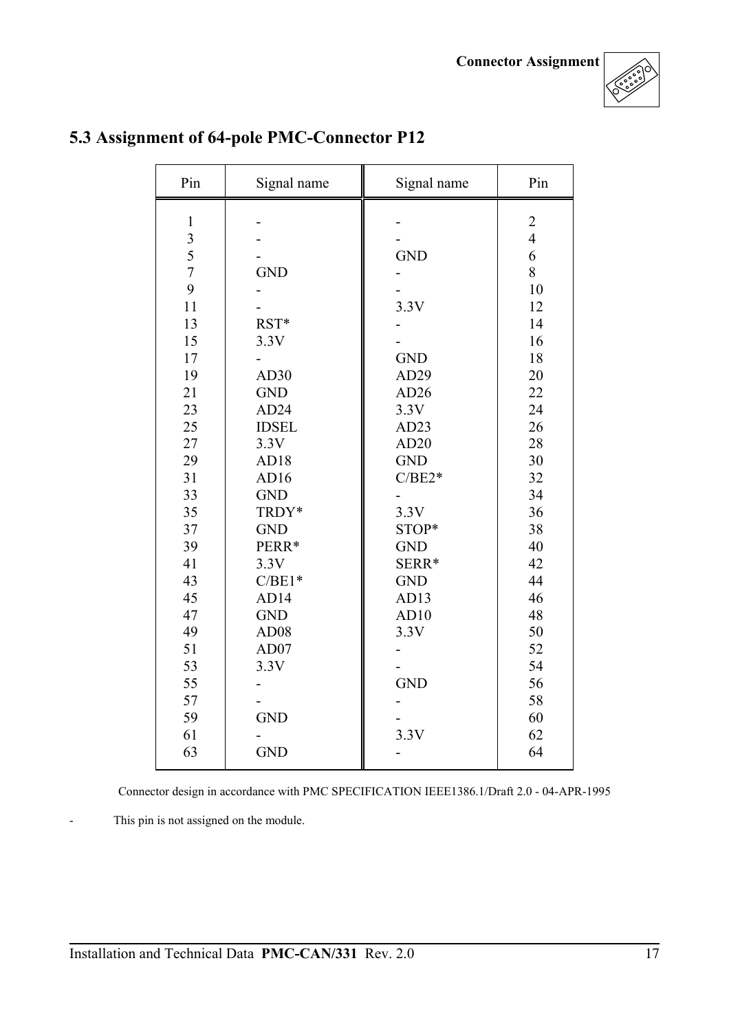## 5.3 Assignment of 64-pole PMC-Connector P12

| Pin | Signal name | Signal name | Pin |
|---|---|---|---|
| 1 | - | - | 2 |
| 3 | - | - | 4 |
| 5 | - | GND | 6 |
| 7 | GND | - | 8 |
| 9 | - | - | 10 |
| 11 | - | 3.3V | 12 |
| 13 | RST* | - | 14 |
| 15 | 3.3V | - | 16 |
| 17 | - | GND | 18 |
| 19 | AD30 | AD29 | 20 |
| 21 | GND | AD26 | 22 |
| 23 | AD24 | 3.3V | 24 |
| 25 | IDSEL | AD23 | 26 |
| 27 | 3.3V | AD20 | 28 |
| 29 | AD18 | GND | 30 |
| 31 | AD16 | C/BE2* | 32 |
| 33 | GND | - | 34 |
| 35 | TRDY* | 3.3V | 36 |
| 37 | GND | STOP* | 38 |
| 39 | PERR* | GND | 40 |
| 41 | 3.3V | SERR* | 42 |
| 43 | C/BE1* | GND | 44 |
| 45 | AD14 | AD13 | 46 |
| 47 | GND | AD10 | 48 |
| 49 | AD08 | 3.3V | 50 |
| 51 | AD07 | - | 52 |
| 53 | 3.3V | - | 54 |
| 55 | - | GND | 56 |
| 57 | - | - | 58 |
| 59 | GND | - | 60 |
| 61 | - | 3.3V | 62 |
| 63 | GND | - | 64 |

Connector design in accordance with PMC SPECIFICATION IEEE1386.1/Draft 2.0 - 04-APR-1995

- This pin is not assigned on the module.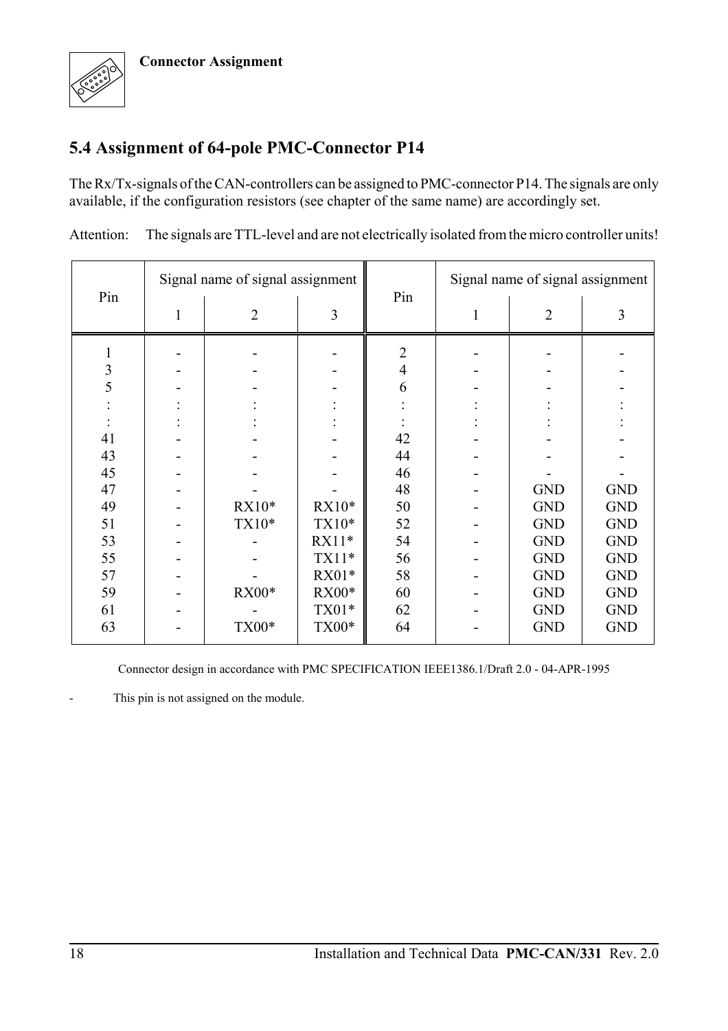## 5.4 Assignment of 64-pole PMC-Connector P14

The Rx/Tx-signals of the CAN-controllers can be assigned to PMC-connector P14. The signals are only available, if the configuration resistors (see chapter of the same name) are accordingly set.

Attention: The signals are TTL-level and are not electrically isolated from the micro controller units!

| Pin | Signal name of signal assignment | | | Pin | Signal name of signal assignment | | |
|---|---|---|---|---|---|---|---|
| | 1 | 2 | 3 | | 1 | 2 | 3 |
| 1 | - | - | - | 2 | - | - | - |
| 3 | - | - | - | 4 | - | - | - |
| 5 | - | - | - | 6 | - | - | - |
| : | : | : | : | : | : | : | : |
| : | : | : | : | : | : | : | : |
| 41 | - | - | - | 42 | - | - | - |
| 43 | - | - | - | 44 | - | - | - |
| 45 | - | - | - | 46 | - | - | - |
| 47 | - | - | - | 48 | - | GND | GND |
| 49 | - | RX10* | RX10* | 50 | - | GND | GND |
| 51 | - | TX10* | TX10* | 52 | - | GND | GND |
| 53 | - | - | RX11* | 54 | - | GND | GND |
| 55 | - | - | TX11* | 56 | - | GND | GND |
| 57 | - | - | RX01* | 58 | - | GND | GND |
| 59 | - | RX00* | RX00* | 60 | - | GND | GND |
| 61 | - | - | TX01* | 62 | - | GND | GND |
| 63 | - | TX00* | TX00* | 64 | - | GND | GND |

Connector design in accordance with PMC SPECIFICATION IEEE1386.1/Draft 2.0 - 04-APR-1995

\- This pin is not assigned on the module.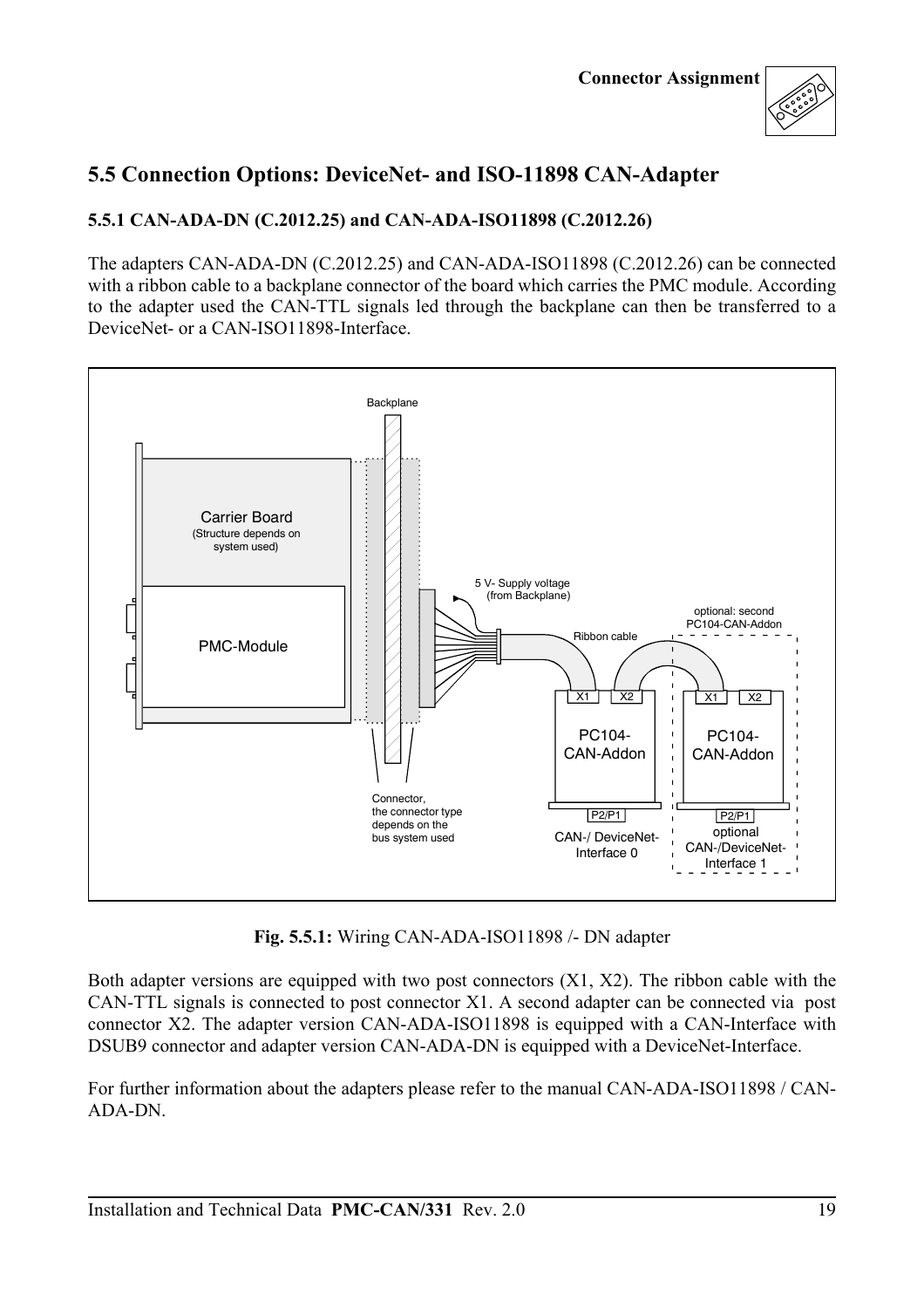## 5.5 Connection Options: DeviceNet- and ISO-11898 CAN-Adapter

### 5.5.1 CAN-ADA-DN (C.2012.25) and CAN-ADA-ISO11898 (C.2012.26)

The adapters CAN-ADA-DN (C.2012.25) and CAN-ADA-ISO11898 (C.2012.26) can be connected with a ribbon cable to a backplane connector of the board which carries the PMC module. According to the adapter used the CAN-TTL signals led through the backplane can then be transferred to a DeviceNet- or a CAN-ISO11898-Interface.

**Fig. 5.5.1:** Wiring CAN-ADA-ISO11898 /- DN adapter

Both adapter versions are equipped with two post connectors (X1, X2). The ribbon cable with the CAN-TTL signals is connected to post connector X1. A second adapter can be connected via post connector X2. The adapter version CAN-ADA-ISO11898 is equipped with a CAN-Interface with DSUB9 connector and adapter version CAN-ADA-DN is equipped with a DeviceNet-Interface.

For further information about the adapters please refer to the manual CAN-ADA-ISO11898 / CAN-ADA-DN.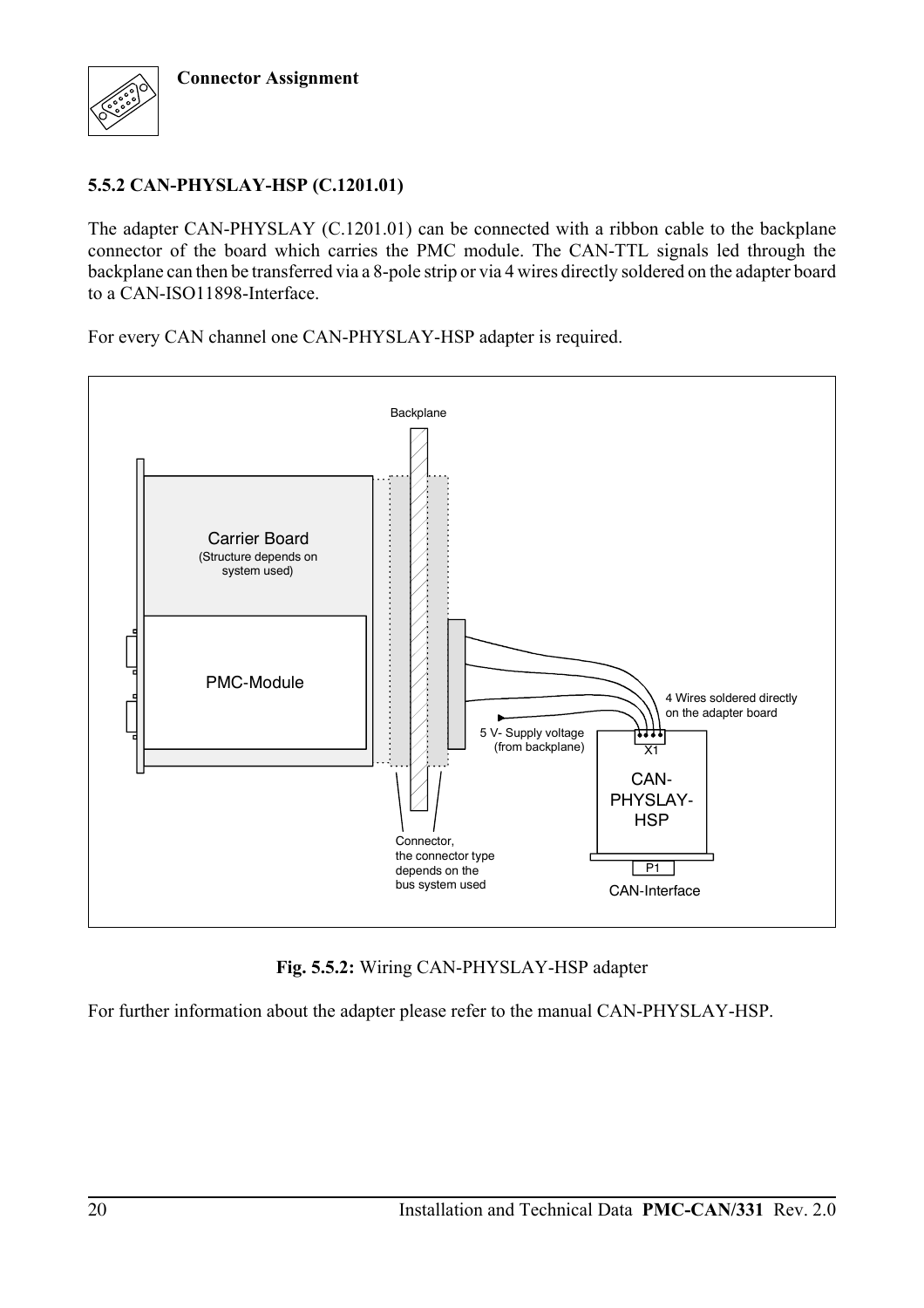### 5.5.2 CAN-PHYSLAY-HSP (C.1201.01)

The adapter CAN-PHYSLAY (C.1201.01) can be connected with a ribbon cable to the backplane connector of the board which carries the PMC module. The CAN-TTL signals led through the backplane can then be transferred via a 8-pole strip or via 4 wires directly soldered on the adapter board to a CAN-ISO11898-Interface.

For every CAN channel one CAN-PHYSLAY-HSP adapter is required.

**Fig. 5.5.2:** Wiring CAN-PHYSLAY-HSP adapter

For further information about the adapter please refer to the manual CAN-PHYSLAY-HSP.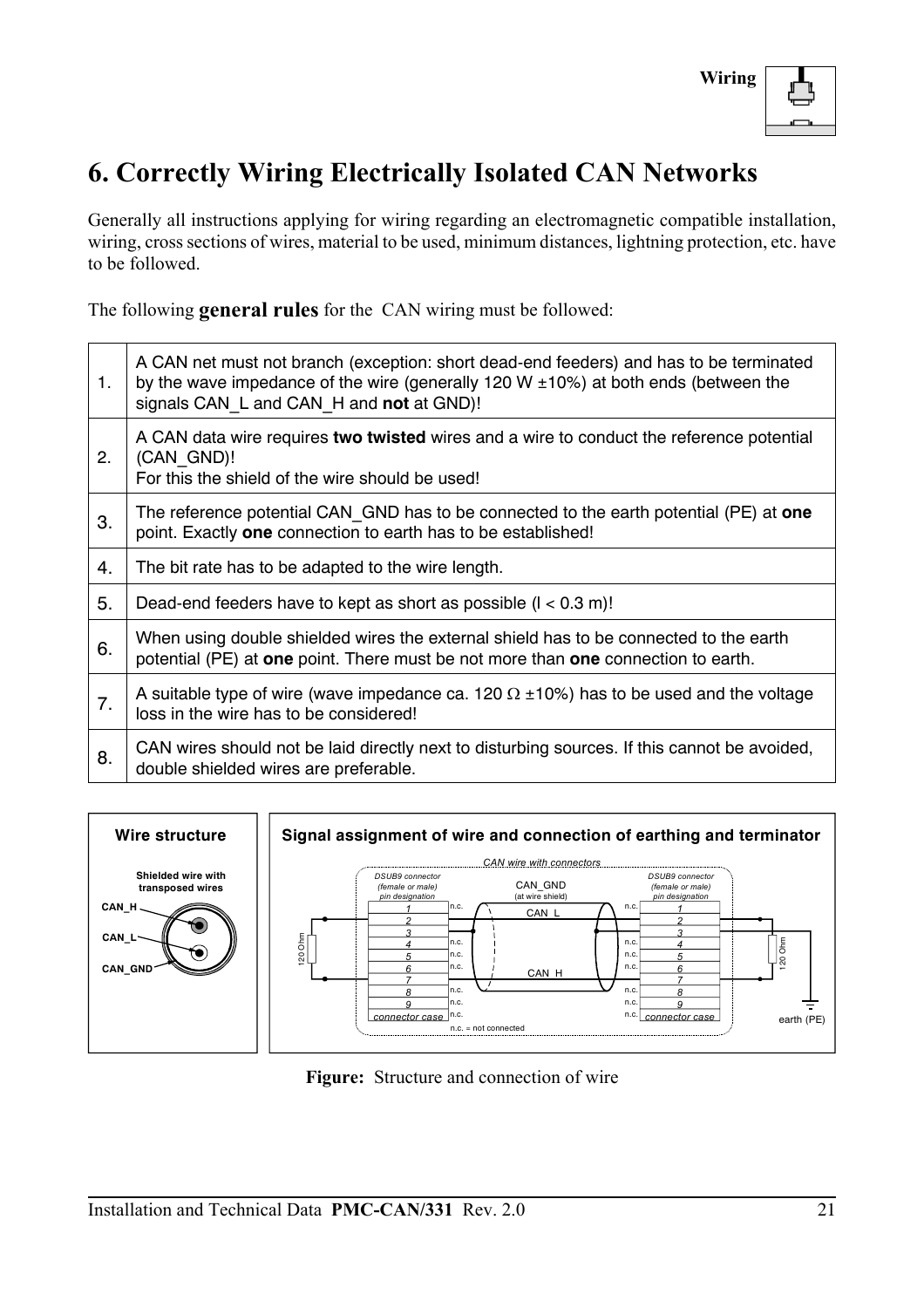# 6. Correctly Wiring Electrically Isolated CAN Networks

Generally all instructions applying for wiring regarding an electromagnetic compatible installation, wiring, cross sections of wires, material to be used, minimum distances, lightning protection, etc. have to be followed.

The following **general rules** for the CAN wiring must be followed:

| | |
|---|---|
| 1. | A CAN net must not branch (exception: short dead-end feeders) and has to be terminated by the wave impedance of the wire (generally 120 W ±10%) at both ends (between the signals CAN_L and CAN_H and **not** at GND)! |
| 2. | A CAN data wire requires **two twisted** wires and a wire to conduct the reference potential (CAN_GND)!<br>For this the shield of the wire should be used! |
| 3. | The reference potential CAN_GND has to be connected to the earth potential (PE) at **one** point. Exactly **one** connection to earth has to be established! |
| 4. | The bit rate has to be adapted to the wire length. |
| 5. | Dead-end feeders have to kept as short as possible (l < 0.3 m)! |
| 6. | When using double shielded wires the external shield has to be connected to the earth potential (PE) at **one** point. There must be not more than **one** connection to earth. |
| 7. | A suitable type of wire (wave impedance ca. 120 Ω ±10%) has to be used and the voltage loss in the wire has to be considered! |
| 8. | CAN wires should not be laid directly next to disturbing sources. If this cannot be avoided, double shielded wires are preferable. |

**Figure:** Structure and connection of wire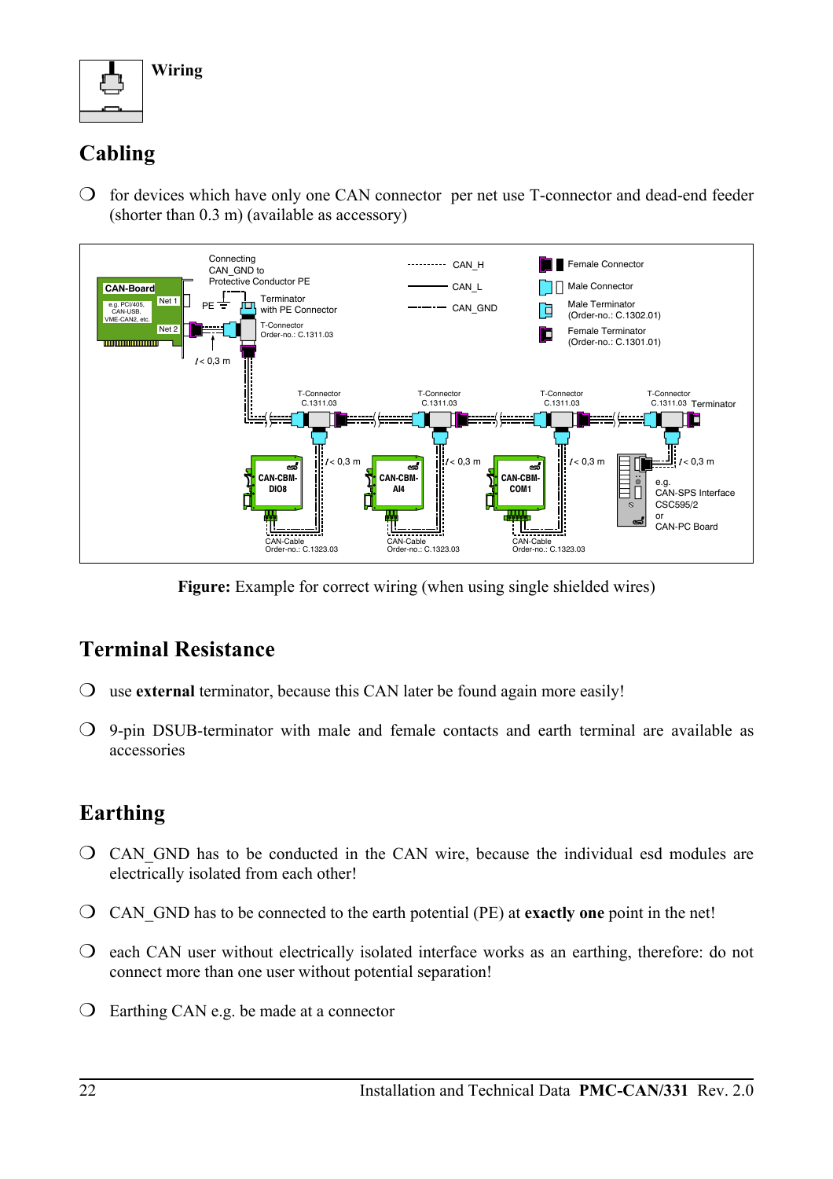## Wiring

# Cabling

- ❍ for devices which have only one CAN connector per net use T-connector and dead-end feeder (shorter than 0.3 m) (available as accessory)

**Figure:** Example for correct wiring (when using single shielded wires)

# Terminal Resistance

- ❍ use **external** terminator, because this CAN later be found again more easily!
- ❍ 9-pin DSUB-terminator with male and female contacts and earth terminal are available as accessories

# Earthing

- ❍ CAN_GND has to be conducted in the CAN wire, because the individual esd modules are electrically isolated from each other!
- ❍ CAN_GND has to be connected to the earth potential (PE) at **exactly one** point in the net!
- ❍ each CAN user without electrically isolated interface works as an earthing, therefore: do not connect more than one user without potential separation!
- ❍ Earthing CAN e.g. be made at a connector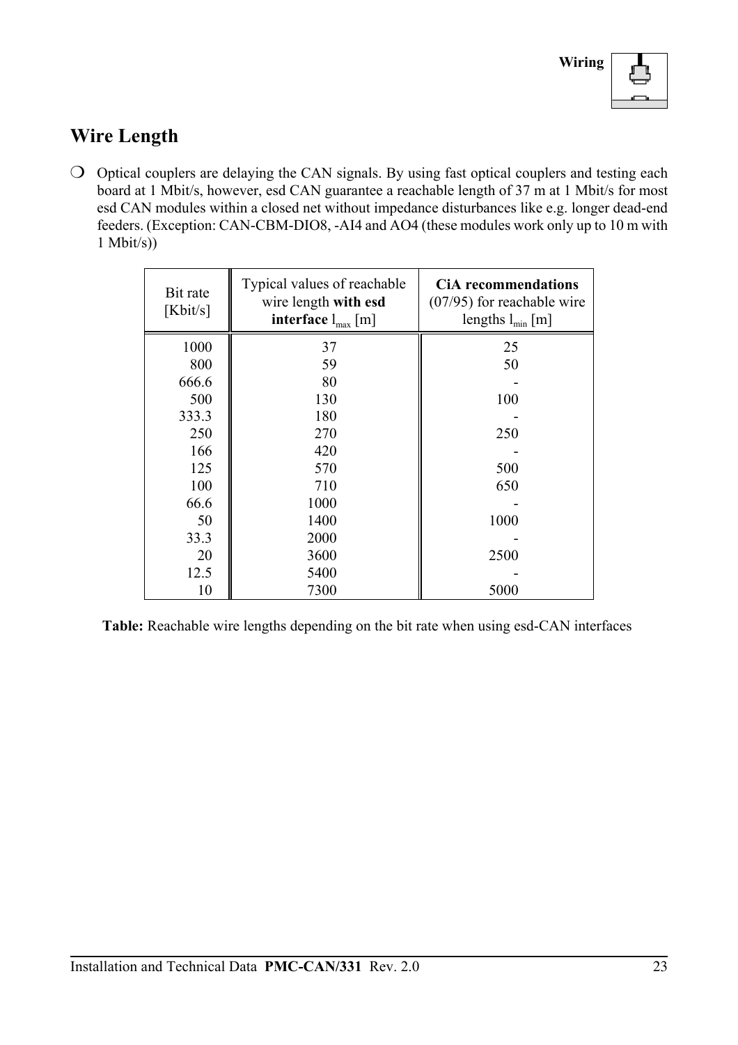## Wire Length

❍ Optical couplers are delaying the CAN signals. By using fast optical couplers and testing each board at 1 Mbit/s, however, esd CAN guarantee a reachable length of 37 m at 1 Mbit/s for most esd CAN modules within a closed net without impedance disturbances like e.g. longer dead-end feeders. (Exception: CAN-CBM-DIO8, -AI4 and AO4 (these modules work only up to 10 m with 1 Mbit/s))

| Bit rate [Kbit/s] | Typical values of reachable wire length **with esd interface** $l_{max}$ [m] | **CiA recommendations** (07/95) for reachable wire lengths $l_{min}$ [m] |
|---|---|---|
| 1000 | 37 | 25 |
| 800 | 59 | 50 |
| 666.6 | 80 | - |
| 500 | 130 | 100 |
| 333.3 | 180 | - |
| 250 | 270 | 250 |
| 166 | 420 | - |
| 125 | 570 | 500 |
| 100 | 710 | 650 |
| 66.6 | 1000 | - |
| 50 | 1400 | 1000 |
| 33.3 | 2000 | - |
| 20 | 3600 | 2500 |
| 12.5 | 5400 | - |
| 10 | 7300 | 5000 |

**Table:** Reachable wire lengths depending on the bit rate when using esd-CAN interfaces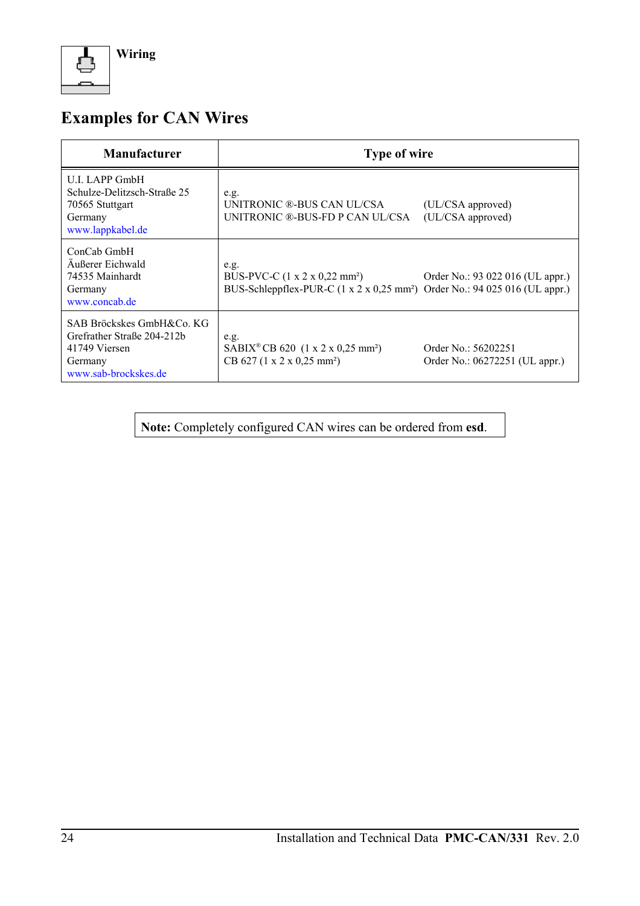**Wiring**

## Examples for CAN Wires

| Manufacturer | Type of wire | |
|---|---|---|
| U.I. LAPP GmbH<br>Schulze-Delitzsch-Straße 25<br>70565 Stuttgart<br>Germany<br>www.lappkabel.de | e.g.<br>UNITRONIC ®-BUS CAN UL/CSA<br>UNITRONIC ®-BUS-FD P CAN UL/CSA | <br>(UL/CSA approved)<br>(UL/CSA approved) |
| ConCab GmbH<br>Äußerer Eichwald<br>74535 Mainhardt<br>Germany<br>www.concab.de | e.g.<br>BUS-PVC-C (1 x 2 x 0,22 mm²)<br>BUS-Schleppflex-PUR-C (1 x 2 x 0,25 mm²) | <br>Order No.: 93 022 016 (UL appr.)<br>Order No.: 94 025 016 (UL appr.) |
| SAB Bröckskes GmbH&Co. KG<br>Grefrather Straße 204-212b<br>41749 Viersen<br>Germany<br>www.sab-brockskes.de | e.g.<br>SABIX® CB 620 (1 x 2 x 0,25 mm²)<br>CB 627 (1 x 2 x 0,25 mm²) | <br>Order No.: 56202251<br>Order No.: 06272251 (UL appr.) |

**Note:** Completely configured CAN wires can be ordered from **esd**.